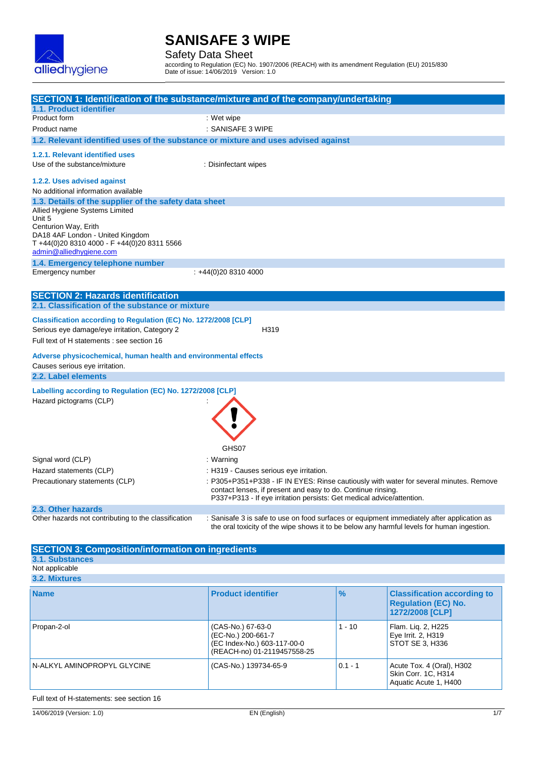# SANISAFE 3 WIPE

Safety Data Sheet

according to Regulation (EC) No. 1907/2006 (REACH) with its amendment Regulation (EU) 2015/830
Date of issue: 14/06/2019 Version: 1.0

## SECTION 1: Identification of the substance/mixture and of the company/undertaking

### 1.1. Product identifier

Product form : Wet wipe

Product name : SANISAFE 3 WIPE

### 1.2. Relevant identified uses of the substance or mixture and uses advised against

#### 1.2.1. Relevant identified uses

Use of the substance/mixture : Disinfectant wipes

#### 1.2.2. Uses advised against

No additional information available

### 1.3. Details of the supplier of the safety data sheet

Allied Hygiene Systems Limited
Unit 5
Centurion Way, Erith
DA18 4AF London - United Kingdom
T +44(0)20 8310 4000 - F +44(0)20 8311 5566
admin@alliedhygiene.com

### 1.4. Emergency telephone number

Emergency number : +44(0)20 8310 4000

## SECTION 2: Hazards identification

### 2.1. Classification of the substance or mixture

**Classification according to Regulation (EC) No. 1272/2008 [CLP]**

Serious eye damage/eye irritation, Category 2 H319

Full text of H statements : see section 16

**Adverse physicochemical, human health and environmental effects**

Causes serious eye irritation.

### 2.2. Label elements

**Labelling according to Regulation (EC) No. 1272/2008 [CLP]**

Hazard pictograms (CLP) :

GHS07

Signal word (CLP) : Warning

Hazard statements (CLP) : H319 - Causes serious eye irritation.

Precautionary statements (CLP) : P305+P351+P338 - IF IN EYES: Rinse cautiously with water for several minutes. Remove contact lenses, if present and easy to do. Continue rinsing.
P337+P313 - If eye irritation persists: Get medical advice/attention.

### 2.3. Other hazards

Other hazards not contributing to the classification : Sanisafe 3 is safe to use on food surfaces or equipment immediately after application as the oral toxicity of the wipe shows it to be below any harmful levels for human ingestion.

## SECTION 3: Composition/information on ingredients

### 3.1. Substances

Not applicable

### 3.2. Mixtures

| Name | Product identifier | % | Classification according to Regulation (EC) No. 1272/2008 [CLP] |
|---|---|---|---|
| Propan-2-ol | (CAS-No.) 67-63-0<br>(EC-No.) 200-661-7<br>(EC Index-No.) 603-117-00-0<br>(REACH-no) 01-2119457558-25 | 1 - 10 | Flam. Liq. 2, H225<br>Eye Irrit. 2, H319<br>STOT SE 3, H336 |
| N-ALKYL AMINOPROPYL GLYCINE | (CAS-No.) 139734-65-9 | 0.1 - 1 | Acute Tox. 4 (Oral), H302<br>Skin Corr. 1C, H314<br>Aquatic Acute 1, H400 |

Full text of H-statements: see section 16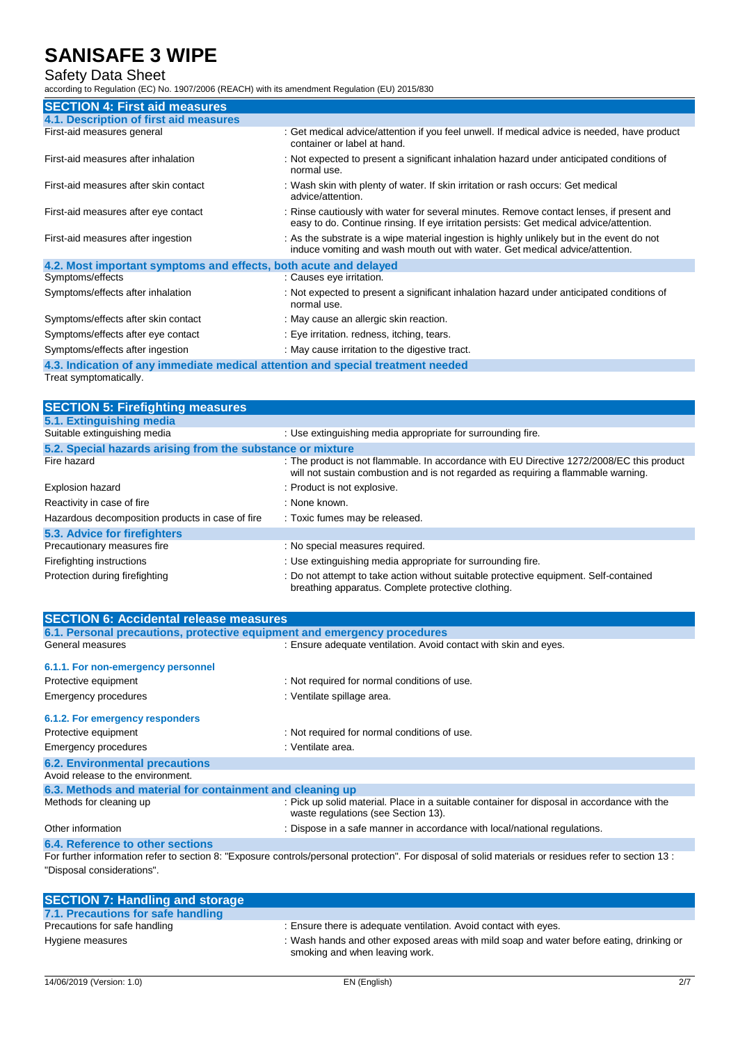## SECTION 4: First aid measures

### 4.1. Description of first aid measures

| | |
|---|---|
| First-aid measures general | : Get medical advice/attention if you feel unwell. If medical advice is needed, have product container or label at hand. |
| First-aid measures after inhalation | : Not expected to present a significant inhalation hazard under anticipated conditions of normal use. |
| First-aid measures after skin contact | : Wash skin with plenty of water. If skin irritation or rash occurs: Get medical advice/attention. |
| First-aid measures after eye contact | : Rinse cautiously with water for several minutes. Remove contact lenses, if present and easy to do. Continue rinsing. If eye irritation persists: Get medical advice/attention. |
| First-aid measures after ingestion | : As the substrate is a wipe material ingestion is highly unlikely but in the event do not induce vomiting and wash mouth out with water. Get medical advice/attention. |

### 4.2. Most important symptoms and effects, both acute and delayed

| | |
|---|---|
| Symptoms/effects | : Causes eye irritation. |
| Symptoms/effects after inhalation | : Not expected to present a significant inhalation hazard under anticipated conditions of normal use. |
| Symptoms/effects after skin contact | : May cause an allergic skin reaction. |
| Symptoms/effects after eye contact | : Eye irritation. redness, itching, tears. |
| Symptoms/effects after ingestion | : May cause irritation to the digestive tract. |

### 4.3. Indication of any immediate medical attention and special treatment needed

Treat symptomatically.

## SECTION 5: Firefighting measures

### 5.1. Extinguishing media

| | |
|---|---|
| Suitable extinguishing media | : Use extinguishing media appropriate for surrounding fire. |

### 5.2. Special hazards arising from the substance or mixture

| | |
|---|---|
| Fire hazard | : The product is not flammable. In accordance with EU Directive 1272/2008/EC this product will not sustain combustion and is not regarded as requiring a flammable warning. |
| Explosion hazard | : Product is not explosive. |
| Reactivity in case of fire | : None known. |
| Hazardous decomposition products in case of fire | : Toxic fumes may be released. |

### 5.3. Advice for firefighters

| | |
|---|---|
| Precautionary measures fire | : No special measures required. |
| Firefighting instructions | : Use extinguishing media appropriate for surrounding fire. |
| Protection during firefighting | : Do not attempt to take action without suitable protective equipment. Self-contained breathing apparatus. Complete protective clothing. |

## SECTION 6: Accidental release measures

### 6.1. Personal precautions, protective equipment and emergency procedures

| | |
|---|---|
| General measures | : Ensure adequate ventilation. Avoid contact with skin and eyes. |

#### 6.1.1. For non-emergency personnel

| | |
|---|---|
| Protective equipment | : Not required for normal conditions of use. |
| Emergency procedures | : Ventilate spillage area. |

#### 6.1.2. For emergency responders

| | |
|---|---|
| Protective equipment | : Not required for normal conditions of use. |
| Emergency procedures | : Ventilate area. |

### 6.2. Environmental precautions

Avoid release to the environment.

### 6.3. Methods and material for containment and cleaning up

| | |
|---|---|
| Methods for cleaning up | : Pick up solid material. Place in a suitable container for disposal in accordance with the waste regulations (see Section 13). |
| Other information | : Dispose in a safe manner in accordance with local/national regulations. |

### 6.4. Reference to other sections

For further information refer to section 8: "Exposure controls/personal protection". For disposal of solid materials or residues refer to section 13 : "Disposal considerations".

## SECTION 7: Handling and storage

### 7.1. Precautions for safe handling

| | |
|---|---|
| Precautions for safe handling | : Ensure there is adequate ventilation. Avoid contact with eyes. |
| Hygiene measures | : Wash hands and other exposed areas with mild soap and water before eating, drinking or smoking and when leaving work. |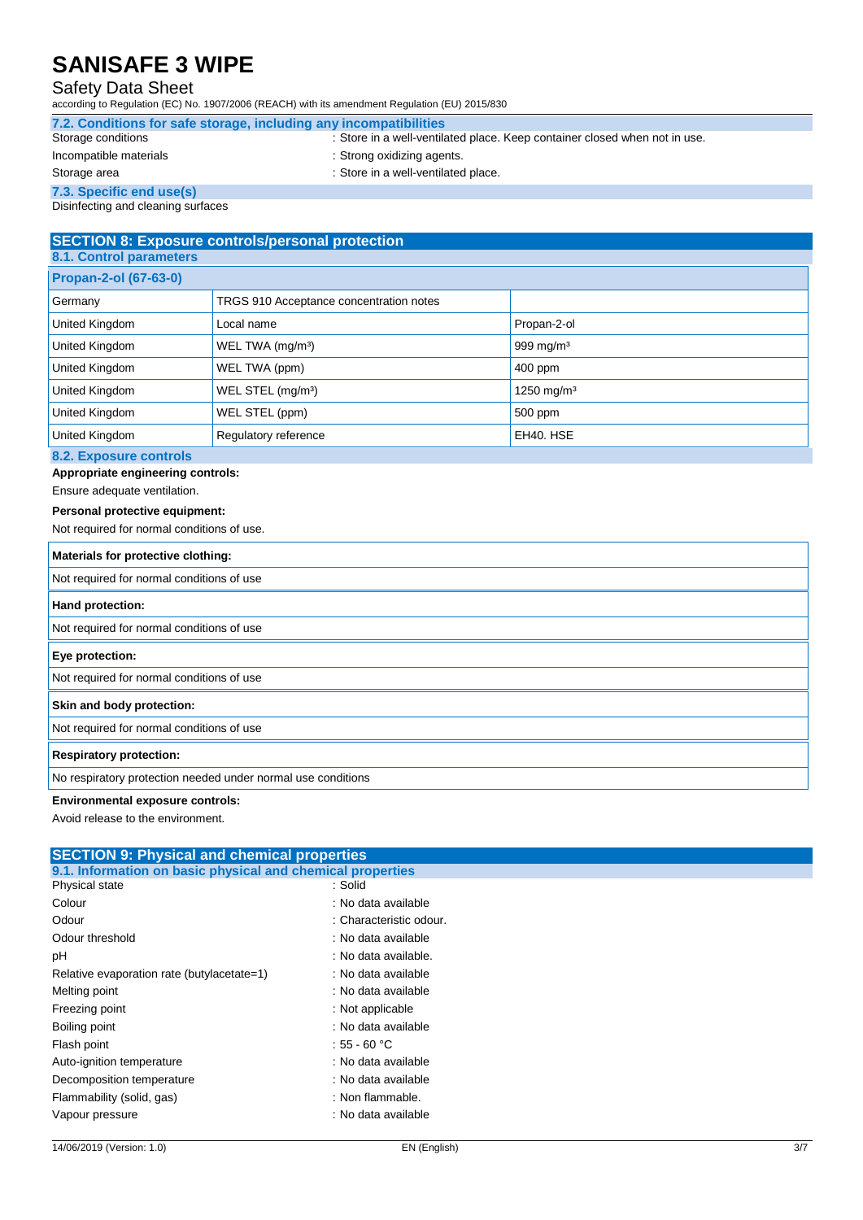### 7.2. Conditions for safe storage, including any incompatibilities

| | |
|---|---|
| Storage conditions | : Store in a well-ventilated place. Keep container closed when not in use. |
| Incompatible materials | : Strong oxidizing agents. |
| Storage area | : Store in a well-ventilated place. |

### 7.3. Specific end use(s)

Disinfecting and cleaning surfaces

## SECTION 8: Exposure controls/personal protection

### 8.1. Control parameters

| Propan-2-ol (67-63-0) | | |
|---|---|---|
| Germany | TRGS 910 Acceptance concentration notes | |
| United Kingdom | Local name | Propan-2-ol |
| United Kingdom | WEL TWA (mg/m³) | 999 mg/m³ |
| United Kingdom | WEL TWA (ppm) | 400 ppm |
| United Kingdom | WEL STEL (mg/m³) | 1250 mg/m³ |
| United Kingdom | WEL STEL (ppm) | 500 ppm |
| United Kingdom | Regulatory reference | EH40. HSE |

### 8.2. Exposure controls

**Appropriate engineering controls:**

Ensure adequate ventilation.

**Personal protective equipment:**

Not required for normal conditions of use.

| **Materials for protective clothing:** |
|---|
| Not required for normal conditions of use |

| **Hand protection:** |
|---|
| Not required for normal conditions of use |

| **Eye protection:** |
|---|
| Not required for normal conditions of use |

| **Skin and body protection:** |
|---|
| Not required for normal conditions of use |

| **Respiratory protection:** |
|---|
| No respiratory protection needed under normal use conditions |

**Environmental exposure controls:**

Avoid release to the environment.

## SECTION 9: Physical and chemical properties

### 9.1. Information on basic physical and chemical properties

| | |
|---|---|
| Physical state | : Solid |
| Colour | : No data available |
| Odour | : Characteristic odour. |
| Odour threshold | : No data available |
| pH | : No data available. |
| Relative evaporation rate (butylacetate=1) | : No data available |
| Melting point | : No data available |
| Freezing point | : Not applicable |
| Boiling point | : No data available |
| Flash point | : 55 - 60 °C |
| Auto-ignition temperature | : No data available |
| Decomposition temperature | : No data available |
| Flammability (solid, gas) | : Non flammable. |
| Vapour pressure | : No data available |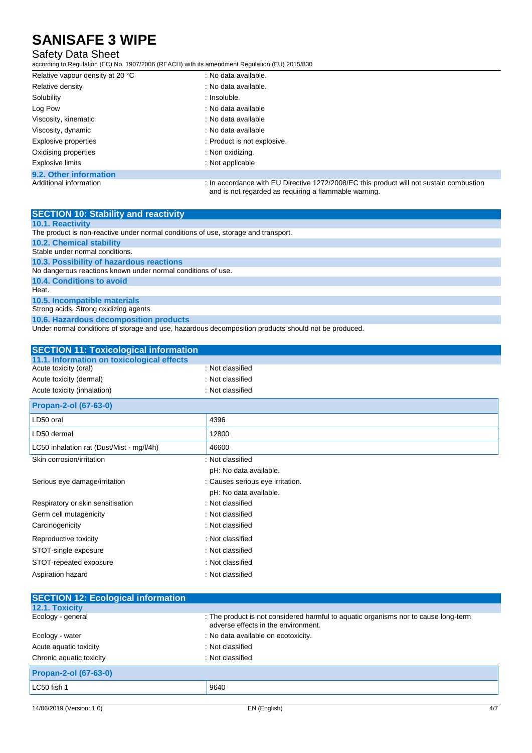| | |
|---|---|
| Relative vapour density at 20 °C | : No data available. |
| Relative density | : No data available. |
| Solubility | : Insoluble. |
| Log Pow | : No data available |
| Viscosity, kinematic | : No data available |
| Viscosity, dynamic | : No data available |
| Explosive properties | : Product is not explosive. |
| Oxidising properties | : Non oxidizing. |
| Explosive limits | : Not applicable |

### 9.2. Other information

| | |
|---|---|
| Additional information | : In accordance with EU Directive 1272/2008/EC this product will not sustain combustion and is not regarded as requiring a flammable warning. |

## SECTION 10: Stability and reactivity

### 10.1. Reactivity

The product is non-reactive under normal conditions of use, storage and transport.

### 10.2. Chemical stability

Stable under normal conditions.

### 10.3. Possibility of hazardous reactions

No dangerous reactions known under normal conditions of use.

### 10.4. Conditions to avoid

Heat.

### 10.5. Incompatible materials

Strong acids. Strong oxidizing agents.

### 10.6. Hazardous decomposition products

Under normal conditions of storage and use, hazardous decomposition products should not be produced.

## SECTION 11: Toxicological information

### 11.1. Information on toxicological effects

| | |
|---|---|
| Acute toxicity (oral) | : Not classified |
| Acute toxicity (dermal) | : Not classified |
| Acute toxicity (inhalation) | : Not classified |

| Propan-2-ol (67-63-0) | |
|---|---|
| LD50 oral | 4396 |
| LD50 dermal | 12800 |
| LC50 inhalation rat (Dust/Mist - mg/l/4h) | 46600 |

| | |
|---|---|
| Skin corrosion/irritation | : Not classified<br>pH: No data available. |
| Serious eye damage/irritation | : Causes serious eye irritation.<br>pH: No data available. |
| Respiratory or skin sensitisation | : Not classified |
| Germ cell mutagenicity | : Not classified |
| Carcinogenicity | : Not classified |
| Reproductive toxicity | : Not classified |
| STOT-single exposure | : Not classified |
| STOT-repeated exposure | : Not classified |
| Aspiration hazard | : Not classified |

## SECTION 12: Ecological information

### 12.1. Toxicity

| | |
|---|---|
| Ecology - general | : The product is not considered harmful to aquatic organisms nor to cause long-term adverse effects in the environment. |
| Ecology - water | : No data available on ecotoxicity. |
| Acute aquatic toxicity | : Not classified |
| Chronic aquatic toxicity | : Not classified |

| Propan-2-ol (67-63-0) | |
|---|---|
| LC50 fish 1 | 9640 |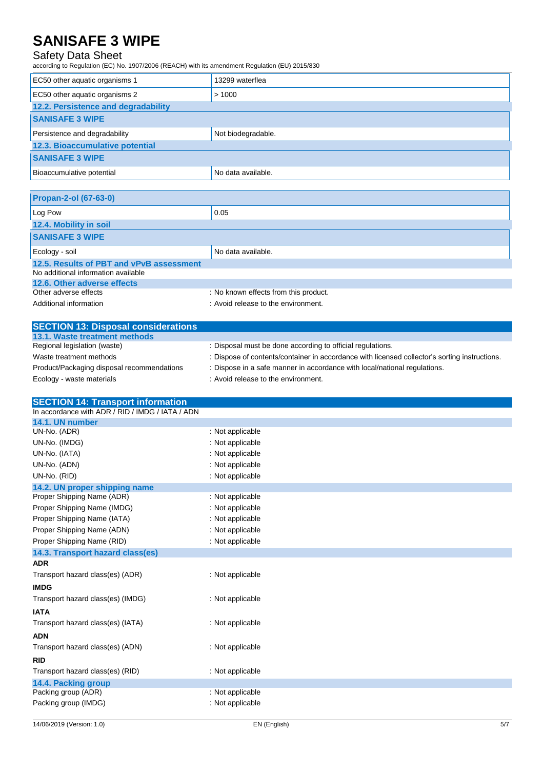| | |
|---|---|
| EC50 other aquatic organisms 1 | 13299 waterflea |
| EC50 other aquatic organisms 2 | > 1000 |

### 12.2. Persistence and degradability

| SANISAFE 3 WIPE | |
|---|---|
| Persistence and degradability | Not biodegradable. |

### 12.3. Bioaccumulative potential

| SANISAFE 3 WIPE | |
|---|---|
| Bioaccumulative potential | No data available. |

| Propan-2-ol (67-63-0) | |
|---|---|
| Log Pow | 0.05 |

### 12.4. Mobility in soil

| SANISAFE 3 WIPE | |
|---|---|
| Ecology - soil | No data available. |

### 12.5. Results of PBT and vPvB assessment

No additional information available

### 12.6. Other adverse effects

Other adverse effects : No known effects from this product.

Additional information : Avoid release to the environment.

## SECTION 13: Disposal considerations

### 13.1. Waste treatment methods

Regional legislation (waste) : Disposal must be done according to official regulations.

Waste treatment methods : Dispose of contents/container in accordance with licensed collector's sorting instructions.

Product/Packaging disposal recommendations : Dispose in a safe manner in accordance with local/national regulations.

Ecology - waste materials : Avoid release to the environment.

## SECTION 14: Transport information

In accordance with ADR / RID / IMDG / IATA / ADN

### 14.1. UN number

UN-No. (ADR) : Not applicable

UN-No. (IMDG) : Not applicable

UN-No. (IATA) : Not applicable

UN-No. (ADN) : Not applicable

UN-No. (RID) : Not applicable

### 14.2. UN proper shipping name

Proper Shipping Name (ADR) : Not applicable

Proper Shipping Name (IMDG) : Not applicable

Proper Shipping Name (IATA) : Not applicable

Proper Shipping Name (ADN) : Not applicable

Proper Shipping Name (RID) : Not applicable

### 14.3. Transport hazard class(es)

**ADR**

Transport hazard class(es) (ADR) : Not applicable

**IMDG**

Transport hazard class(es) (IMDG) : Not applicable

**IATA**

Transport hazard class(es) (IATA) : Not applicable

**ADN**

Transport hazard class(es) (ADN) : Not applicable

**RID**

Transport hazard class(es) (RID) : Not applicable

### 14.4. Packing group

Packing group (ADR) : Not applicable

Packing group (IMDG) : Not applicable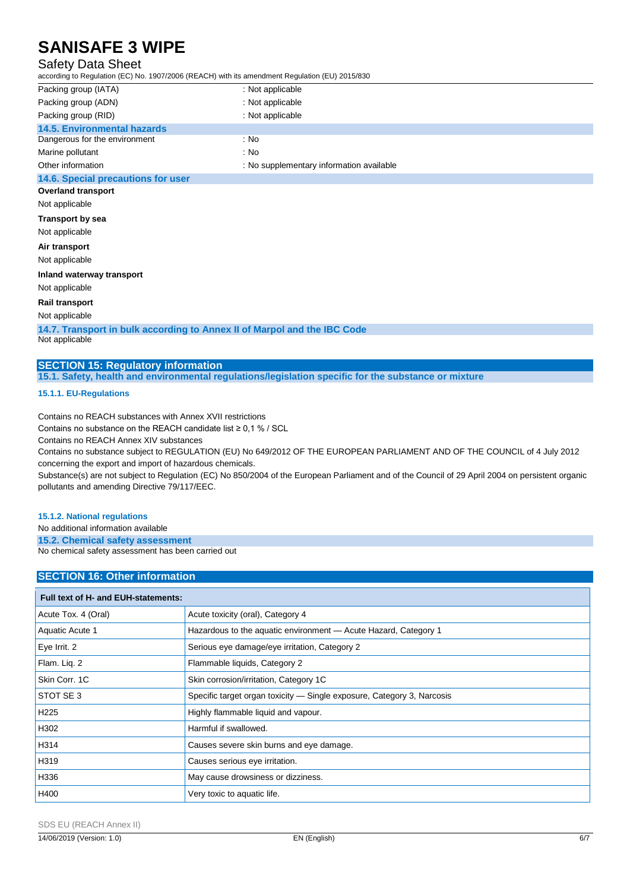| | |
|---|---|
| Packing group (IATA) | : Not applicable |
| Packing group (ADN) | : Not applicable |
| Packing group (RID) | : Not applicable |

### 14.5. Environmental hazards

| | |
|---|---|
| Dangerous for the environment | : No |
| Marine pollutant | : No |
| Other information | : No supplementary information available |

### 14.6. Special precautions for user

**Overland transport**

Not applicable

**Transport by sea**

Not applicable

**Air transport**

Not applicable

**Inland waterway transport**

Not applicable

**Rail transport**

Not applicable

### 14.7. Transport in bulk according to Annex II of Marpol and the IBC Code

Not applicable

## SECTION 15: Regulatory information

### 15.1. Safety, health and environmental regulations/legislation specific for the substance or mixture

#### 15.1.1. EU-Regulations

Contains no REACH substances with Annex XVII restrictions

Contains no substance on the REACH candidate list ≥ 0,1 % / SCL

Contains no REACH Annex XIV substances

Contains no substance subject to REGULATION (EU) No 649/2012 OF THE EUROPEAN PARLIAMENT AND OF THE COUNCIL of 4 July 2012 concerning the export and import of hazardous chemicals.

Substance(s) are not subject to Regulation (EC) No 850/2004 of the European Parliament and of the Council of 29 April 2004 on persistent organic pollutants and amending Directive 79/117/EEC.

#### 15.1.2. National regulations

No additional information available

### 15.2. Chemical safety assessment

No chemical safety assessment has been carried out

## SECTION 16: Other information

| Full text of H- and EUH-statements: | |
|---|---|
| Acute Tox. 4 (Oral) | Acute toxicity (oral), Category 4 |
| Aquatic Acute 1 | Hazardous to the aquatic environment — Acute Hazard, Category 1 |
| Eye Irrit. 2 | Serious eye damage/eye irritation, Category 2 |
| Flam. Liq. 2 | Flammable liquids, Category 2 |
| Skin Corr. 1C | Skin corrosion/irritation, Category 1C |
| STOT SE 3 | Specific target organ toxicity — Single exposure, Category 3, Narcosis |
| H225 | Highly flammable liquid and vapour. |
| H302 | Harmful if swallowed. |
| H314 | Causes severe skin burns and eye damage. |
| H319 | Causes serious eye irritation. |
| H336 | May cause drowsiness or dizziness. |
| H400 | Very toxic to aquatic life. |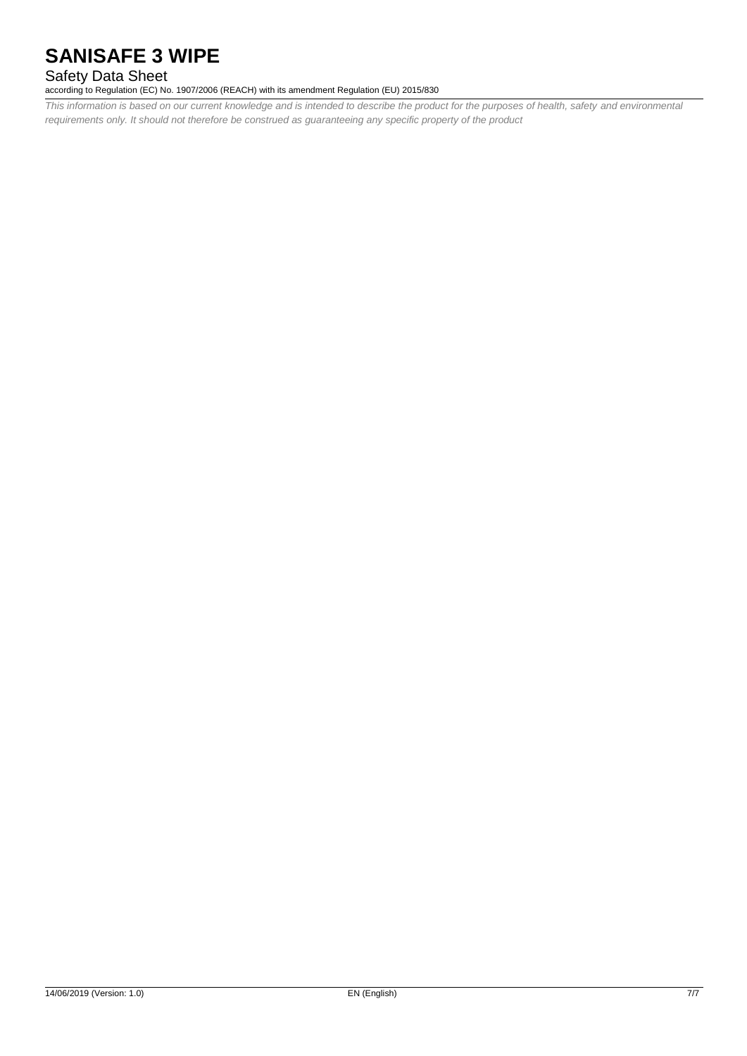*This information is based on our current knowledge and is intended to describe the product for the purposes of health, safety and environmental requirements only. It should not therefore be construed as guaranteeing any specific property of the product*